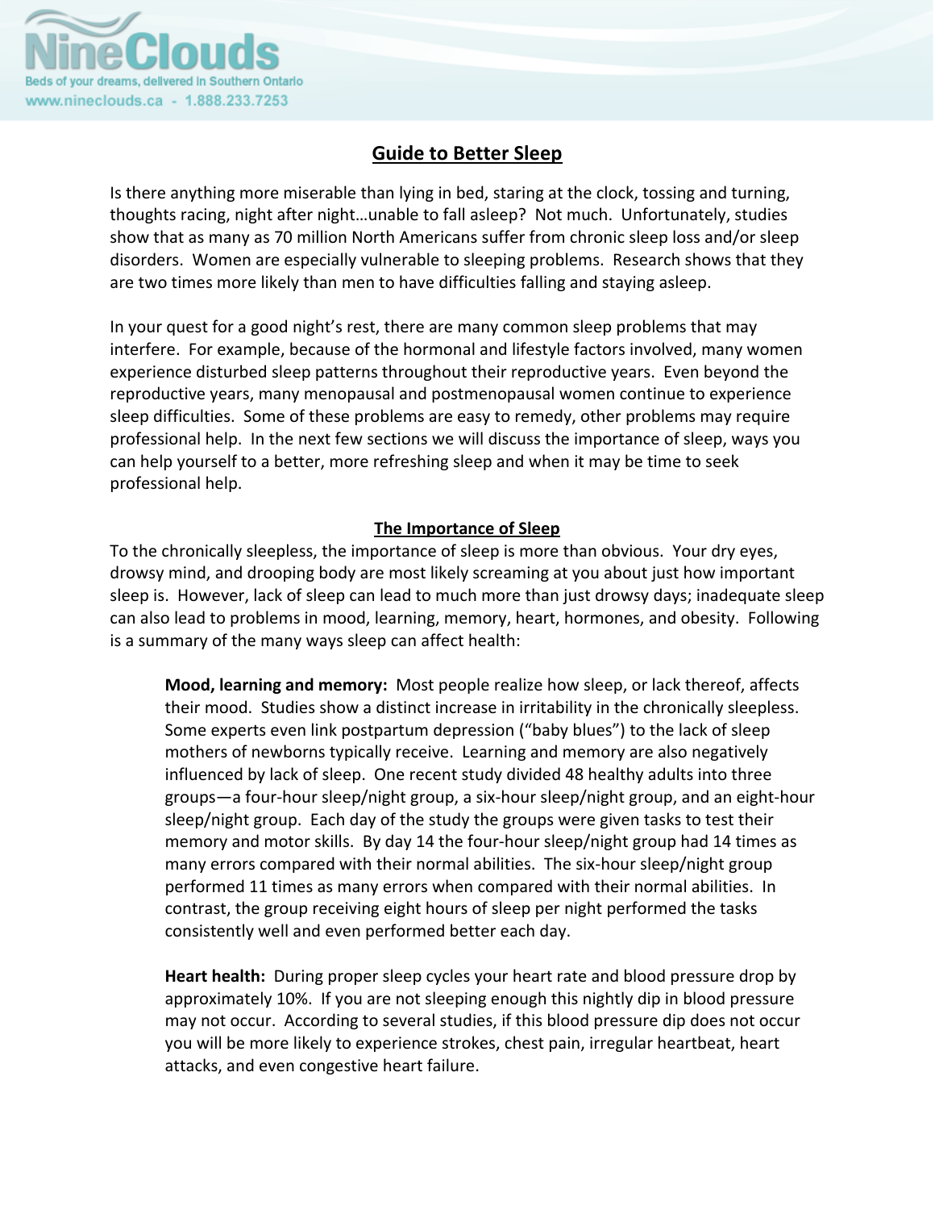NineClouds

Beds of your dreams, delivered in Southern Ontario

www.nineclouds.ca - 1.888.233.7253

# Guide to Better Sleep

Is there anything more miserable than lying in bed, staring at the clock, tossing and turning, thoughts racing, night after night…unable to fall asleep? Not much. Unfortunately, studies show that as many as 70 million North Americans suffer from chronic sleep loss and/or sleep disorders. Women are especially vulnerable to sleeping problems. Research shows that they are two times more likely than men to have difficulties falling and staying asleep.

In your quest for a good night's rest, there are many common sleep problems that may interfere. For example, because of the hormonal and lifestyle factors involved, many women experience disturbed sleep patterns throughout their reproductive years. Even beyond the reproductive years, many menopausal and postmenopausal women continue to experience sleep difficulties. Some of these problems are easy to remedy, other problems may require professional help. In the next few sections we will discuss the importance of sleep, ways you can help yourself to a better, more refreshing sleep and when it may be time to seek professional help.

## The Importance of Sleep

To the chronically sleepless, the importance of sleep is more than obvious. Your dry eyes, drowsy mind, and drooping body are most likely screaming at you about just how important sleep is. However, lack of sleep can lead to much more than just drowsy days; inadequate sleep can also lead to problems in mood, learning, memory, heart, hormones, and obesity. Following is a summary of the many ways sleep can affect health:

**Mood, learning and memory:** Most people realize how sleep, or lack thereof, affects their mood. Studies show a distinct increase in irritability in the chronically sleepless. Some experts even link postpartum depression ("baby blues") to the lack of sleep mothers of newborns typically receive. Learning and memory are also negatively influenced by lack of sleep. One recent study divided 48 healthy adults into three groups—a four-hour sleep/night group, a six-hour sleep/night group, and an eight-hour sleep/night group. Each day of the study the groups were given tasks to test their memory and motor skills. By day 14 the four-hour sleep/night group had 14 times as many errors compared with their normal abilities. The six-hour sleep/night group performed 11 times as many errors when compared with their normal abilities. In contrast, the group receiving eight hours of sleep per night performed the tasks consistently well and even performed better each day.

**Heart health:** During proper sleep cycles your heart rate and blood pressure drop by approximately 10%. If you are not sleeping enough this nightly dip in blood pressure may not occur. According to several studies, if this blood pressure dip does not occur you will be more likely to experience strokes, chest pain, irregular heartbeat, heart attacks, and even congestive heart failure.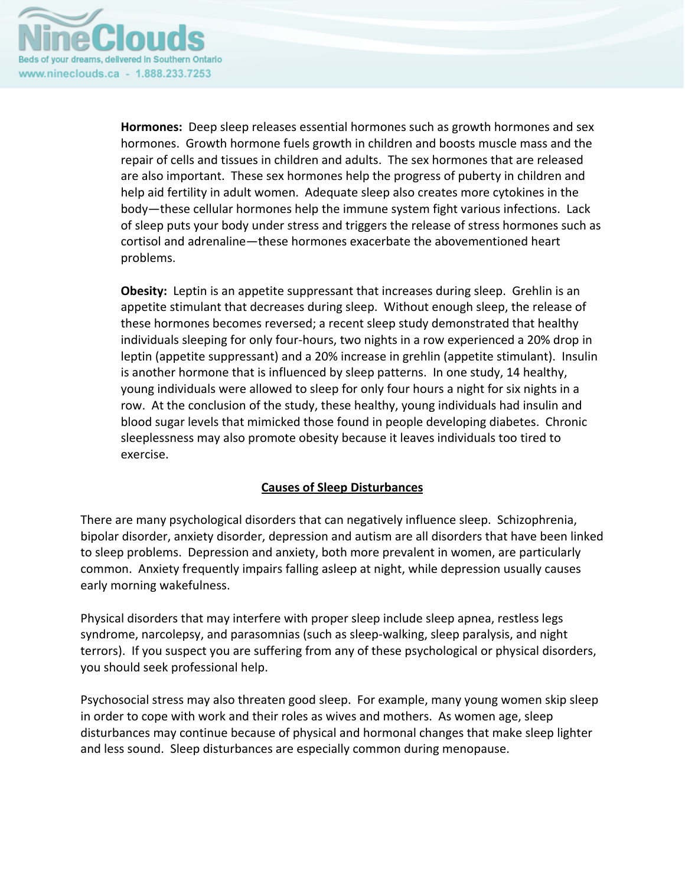**Hormones:** Deep sleep releases essential hormones such as growth hormones and sex hormones. Growth hormone fuels growth in children and boosts muscle mass and the repair of cells and tissues in children and adults. The sex hormones that are released are also important. These sex hormones help the progress of puberty in children and help aid fertility in adult women. Adequate sleep also creates more cytokines in the body—these cellular hormones help the immune system fight various infections. Lack of sleep puts your body under stress and triggers the release of stress hormones such as cortisol and adrenaline—these hormones exacerbate the abovementioned heart problems.

**Obesity:** Leptin is an appetite suppressant that increases during sleep. Grehlin is an appetite stimulant that decreases during sleep. Without enough sleep, the release of these hormones becomes reversed; a recent sleep study demonstrated that healthy individuals sleeping for only four-hours, two nights in a row experienced a 20% drop in leptin (appetite suppressant) and a 20% increase in grehlin (appetite stimulant). Insulin is another hormone that is influenced by sleep patterns. In one study, 14 healthy, young individuals were allowed to sleep for only four hours a night for six nights in a row. At the conclusion of the study, these healthy, young individuals had insulin and blood sugar levels that mimicked those found in people developing diabetes. Chronic sleeplessness may also promote obesity because it leaves individuals too tired to exercise.

## Causes of Sleep Disturbances

There are many psychological disorders that can negatively influence sleep. Schizophrenia, bipolar disorder, anxiety disorder, depression and autism are all disorders that have been linked to sleep problems. Depression and anxiety, both more prevalent in women, are particularly common. Anxiety frequently impairs falling asleep at night, while depression usually causes early morning wakefulness.

Physical disorders that may interfere with proper sleep include sleep apnea, restless legs syndrome, narcolepsy, and parasomnias (such as sleep-walking, sleep paralysis, and night terrors). If you suspect you are suffering from any of these psychological or physical disorders, you should seek professional help.

Psychosocial stress may also threaten good sleep. For example, many young women skip sleep in order to cope with work and their roles as wives and mothers. As women age, sleep disturbances may continue because of physical and hormonal changes that make sleep lighter and less sound. Sleep disturbances are especially common during menopause.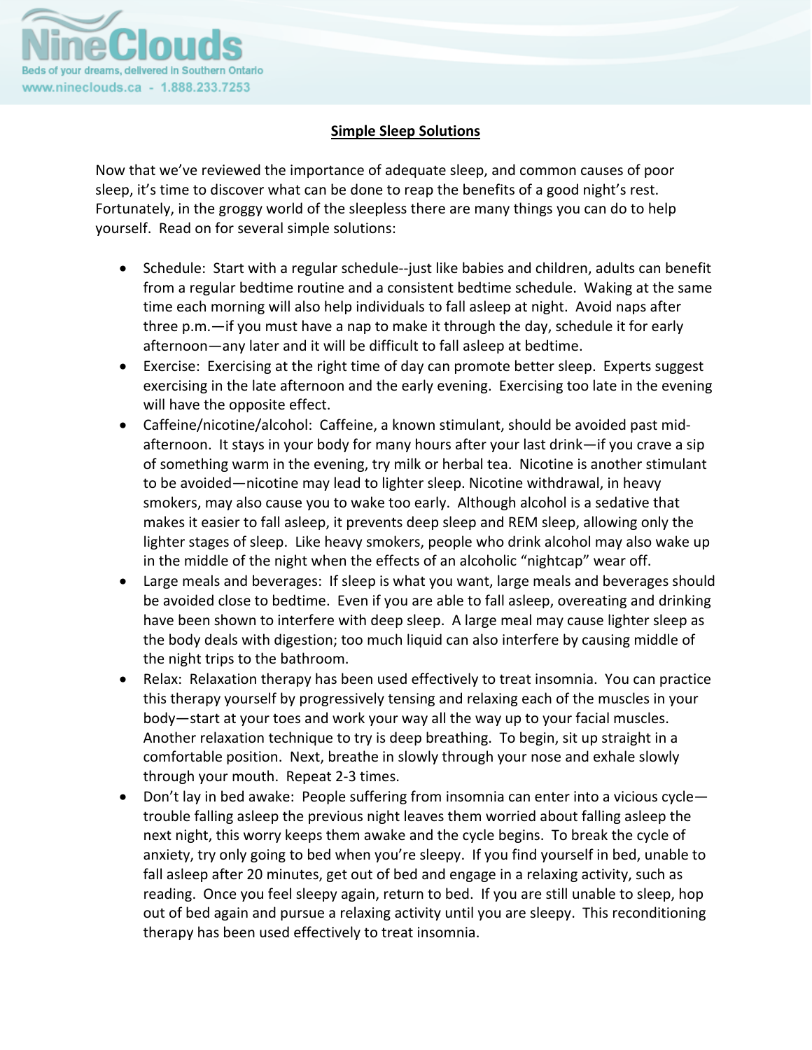## Simple Sleep Solutions

Now that we've reviewed the importance of adequate sleep, and common causes of poor sleep, it's time to discover what can be done to reap the benefits of a good night's rest. Fortunately, in the groggy world of the sleepless there are many things you can do to help yourself. Read on for several simple solutions:

- Schedule: Start with a regular schedule--just like babies and children, adults can benefit from a regular bedtime routine and a consistent bedtime schedule. Waking at the same time each morning will also help individuals to fall asleep at night. Avoid naps after three p.m.—if you must have a nap to make it through the day, schedule it for early afternoon—any later and it will be difficult to fall asleep at bedtime.
- Exercise: Exercising at the right time of day can promote better sleep. Experts suggest exercising in the late afternoon and the early evening. Exercising too late in the evening will have the opposite effect.
- Caffeine/nicotine/alcohol: Caffeine, a known stimulant, should be avoided past mid-afternoon. It stays in your body for many hours after your last drink—if you crave a sip of something warm in the evening, try milk or herbal tea. Nicotine is another stimulant to be avoided—nicotine may lead to lighter sleep. Nicotine withdrawal, in heavy smokers, may also cause you to wake too early. Although alcohol is a sedative that makes it easier to fall asleep, it prevents deep sleep and REM sleep, allowing only the lighter stages of sleep. Like heavy smokers, people who drink alcohol may also wake up in the middle of the night when the effects of an alcoholic "nightcap" wear off.
- Large meals and beverages: If sleep is what you want, large meals and beverages should be avoided close to bedtime. Even if you are able to fall asleep, overeating and drinking have been shown to interfere with deep sleep. A large meal may cause lighter sleep as the body deals with digestion; too much liquid can also interfere by causing middle of the night trips to the bathroom.
- Relax: Relaxation therapy has been used effectively to treat insomnia. You can practice this therapy yourself by progressively tensing and relaxing each of the muscles in your body—start at your toes and work your way all the way up to your facial muscles. Another relaxation technique to try is deep breathing. To begin, sit up straight in a comfortable position. Next, breathe in slowly through your nose and exhale slowly through your mouth. Repeat 2-3 times.
- Don't lay in bed awake: People suffering from insomnia can enter into a vicious cycle—trouble falling asleep the previous night leaves them worried about falling asleep the next night, this worry keeps them awake and the cycle begins. To break the cycle of anxiety, try only going to bed when you're sleepy. If you find yourself in bed, unable to fall asleep after 20 minutes, get out of bed and engage in a relaxing activity, such as reading. Once you feel sleepy again, return to bed. If you are still unable to sleep, hop out of bed again and pursue a relaxing activity until you are sleepy. This reconditioning therapy has been used effectively to treat insomnia.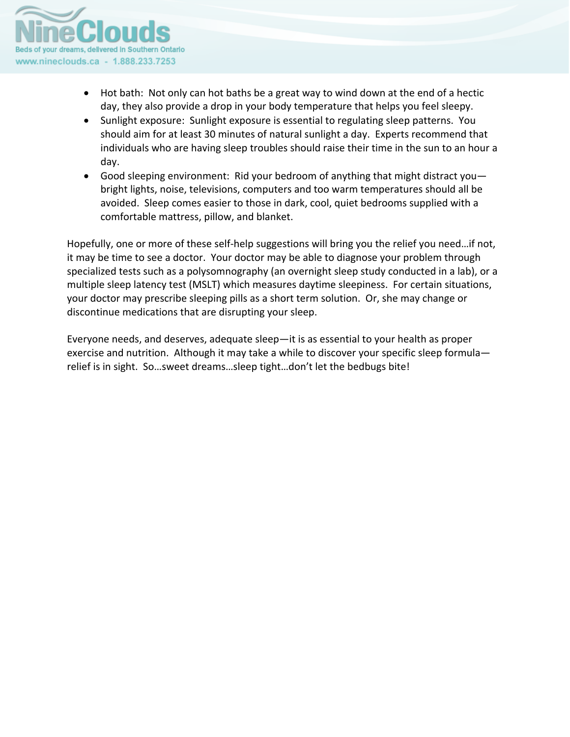- Hot bath: Not only can hot baths be a great way to wind down at the end of a hectic day, they also provide a drop in your body temperature that helps you feel sleepy.
- Sunlight exposure: Sunlight exposure is essential to regulating sleep patterns. You should aim for at least 30 minutes of natural sunlight a day. Experts recommend that individuals who are having sleep troubles should raise their time in the sun to an hour a day.
- Good sleeping environment: Rid your bedroom of anything that might distract you—bright lights, noise, televisions, computers and too warm temperatures should all be avoided. Sleep comes easier to those in dark, cool, quiet bedrooms supplied with a comfortable mattress, pillow, and blanket.

Hopefully, one or more of these self-help suggestions will bring you the relief you need…if not, it may be time to see a doctor. Your doctor may be able to diagnose your problem through specialized tests such as a polysomnography (an overnight sleep study conducted in a lab), or a multiple sleep latency test (MSLT) which measures daytime sleepiness. For certain situations, your doctor may prescribe sleeping pills as a short term solution. Or, she may change or discontinue medications that are disrupting your sleep.

Everyone needs, and deserves, adequate sleep—it is as essential to your health as proper exercise and nutrition. Although it may take a while to discover your specific sleep formula—relief is in sight. So…sweet dreams…sleep tight…don't let the bedbugs bite!